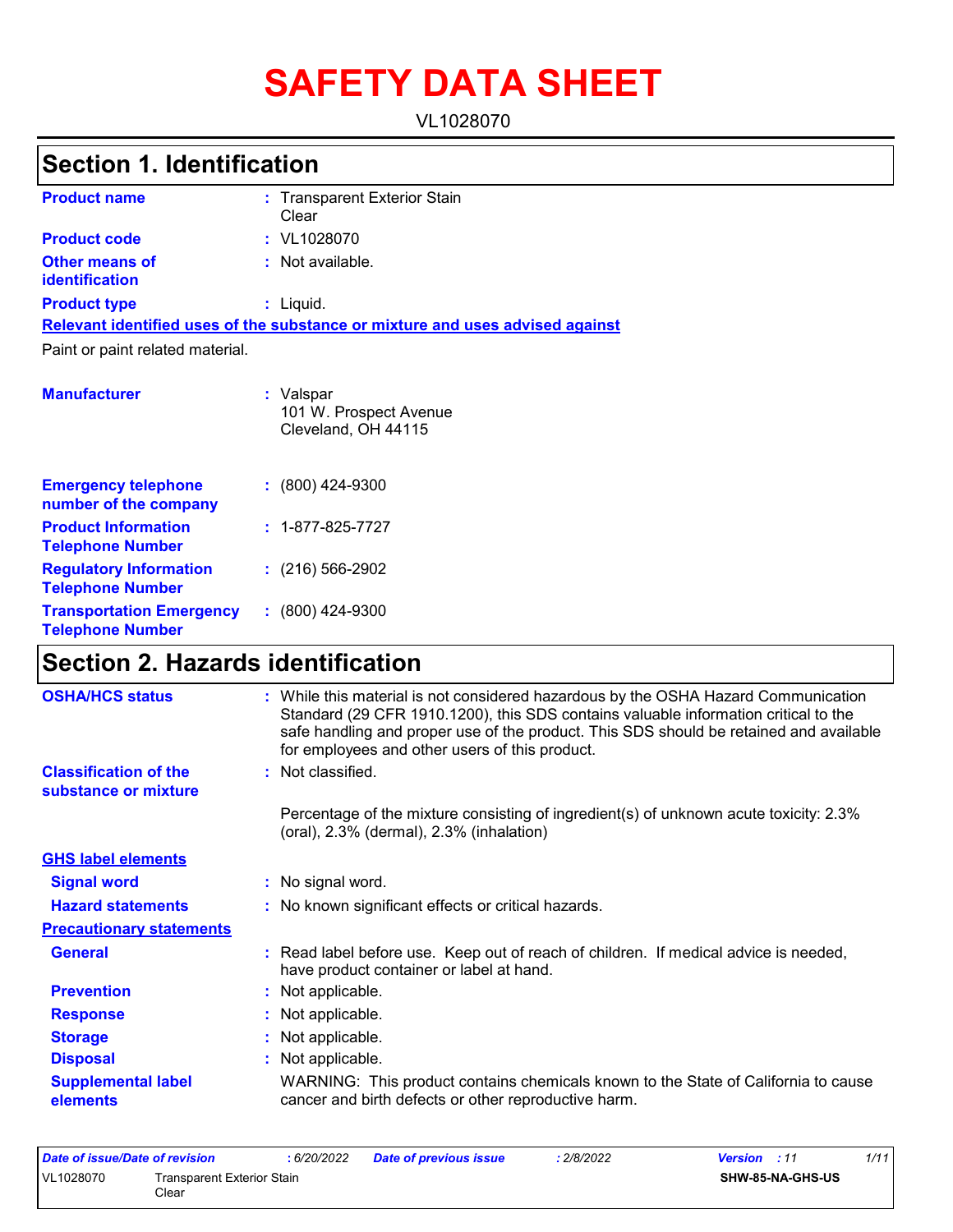# SAFETY DATA SHEET

VL1028070

## Section 1. Identification

**Product name** : Transparent Exterior Stain
Clear

**Product code** : VL1028070

**Other means of identification** : Not available.

**Product type** : Liquid.

**Relevant identified uses of the substance or mixture and uses advised against**

Paint or paint related material.

**Manufacturer** : Valspar
101 W. Prospect Avenue
Cleveland, OH 44115

**Emergency telephone number of the company** : (800) 424-9300

**Product Information Telephone Number** : 1-877-825-7727

**Regulatory Information Telephone Number** : (216) 566-2902

**Transportation Emergency Telephone Number** : (800) 424-9300

## Section 2. Hazards identification

**OSHA/HCS status** : While this material is not considered hazardous by the OSHA Hazard Communication Standard (29 CFR 1910.1200), this SDS contains valuable information critical to the safe handling and proper use of the product. This SDS should be retained and available for employees and other users of this product.

**Classification of the substance or mixture** : Not classified.

Percentage of the mixture consisting of ingredient(s) of unknown acute toxicity: 2.3% (oral), 2.3% (dermal), 2.3% (inhalation)

**GHS label elements**

**Signal word** : No signal word.

**Hazard statements** : No known significant effects or critical hazards.

**Precautionary statements**

**General** : Read label before use. Keep out of reach of children. If medical advice is needed, have product container or label at hand.

**Prevention** : Not applicable.

**Response** : Not applicable.

**Storage** : Not applicable.

**Disposal** : Not applicable.

**Supplemental label elements** WARNING: This product contains chemicals known to the State of California to cause cancer and birth defects or other reproductive harm.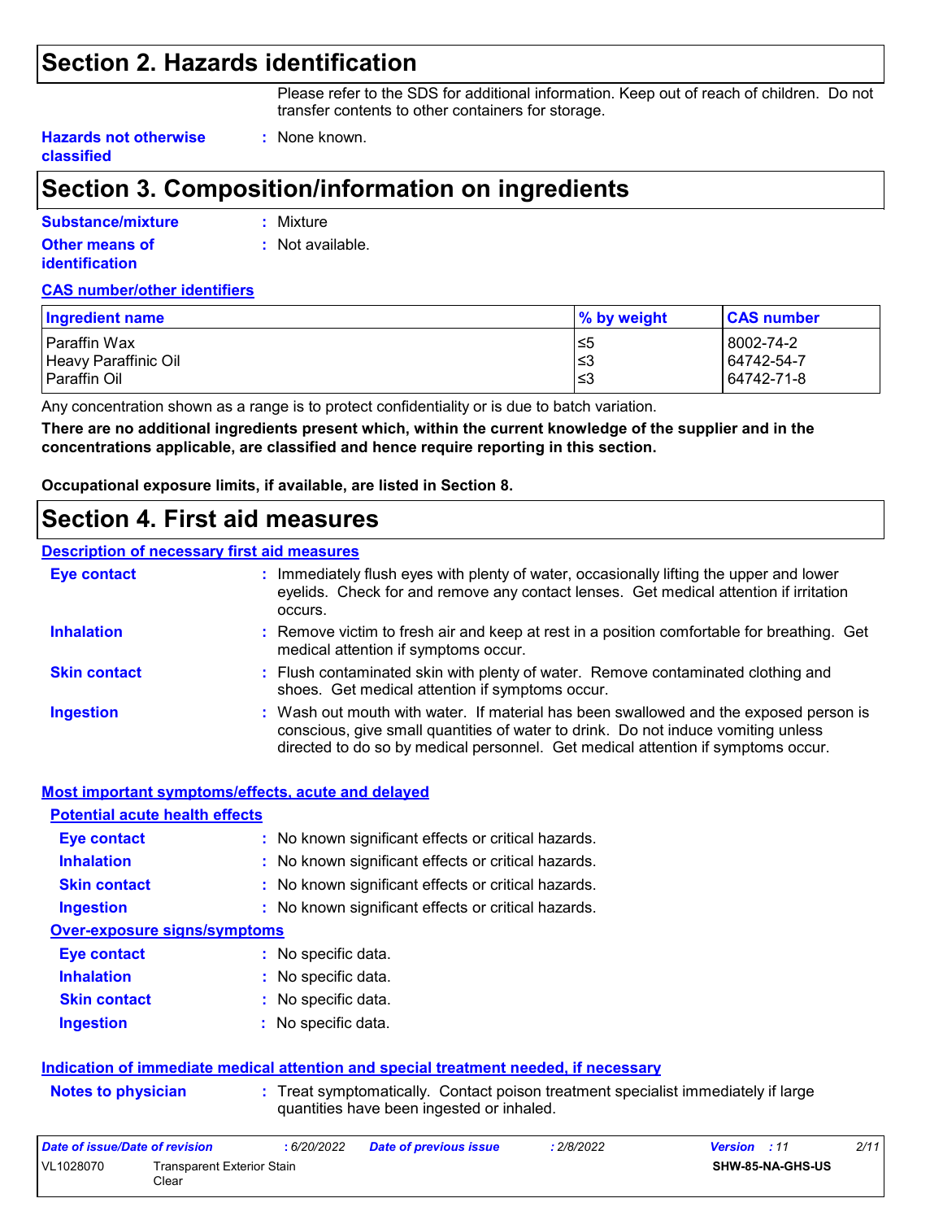## Section 2. Hazards identification

Please refer to the SDS for additional information. Keep out of reach of children. Do not transfer contents to other containers for storage.

**Hazards not otherwise classified** : None known.

## Section 3. Composition/information on ingredients

**Substance/mixture** : Mixture

**Other means of identification** : Not available.

**CAS number/other identifiers**

| Ingredient name | % by weight | CAS number |
|---|---|---|
| Paraffin Wax | ≤5 | 8002-74-2 |
| Heavy Paraffinic Oil | ≤3 | 64742-54-7 |
| Paraffin Oil | ≤3 | 64742-71-8 |

Any concentration shown as a range is to protect confidentiality or is due to batch variation.

**There are no additional ingredients present which, within the current knowledge of the supplier and in the concentrations applicable, are classified and hence require reporting in this section.**

**Occupational exposure limits, if available, are listed in Section 8.**

## Section 4. First aid measures

**Description of necessary first aid measures**

**Eye contact** : Immediately flush eyes with plenty of water, occasionally lifting the upper and lower eyelids. Check for and remove any contact lenses. Get medical attention if irritation occurs.

**Inhalation** : Remove victim to fresh air and keep at rest in a position comfortable for breathing. Get medical attention if symptoms occur.

**Skin contact** : Flush contaminated skin with plenty of water. Remove contaminated clothing and shoes. Get medical attention if symptoms occur.

**Ingestion** : Wash out mouth with water. If material has been swallowed and the exposed person is conscious, give small quantities of water to drink. Do not induce vomiting unless directed to do so by medical personnel. Get medical attention if symptoms occur.

**Most important symptoms/effects, acute and delayed**

**Potential acute health effects**

**Eye contact** : No known significant effects or critical hazards.

**Inhalation** : No known significant effects or critical hazards.

**Skin contact** : No known significant effects or critical hazards.

**Ingestion** : No known significant effects or critical hazards.

**Over-exposure signs/symptoms**

**Eye contact** : No specific data.

**Inhalation** : No specific data.

**Skin contact** : No specific data.

**Ingestion** : No specific data.

**Indication of immediate medical attention and special treatment needed, if necessary**

**Notes to physician** : Treat symptomatically. Contact poison treatment specialist immediately if large quantities have been ingested or inhaled.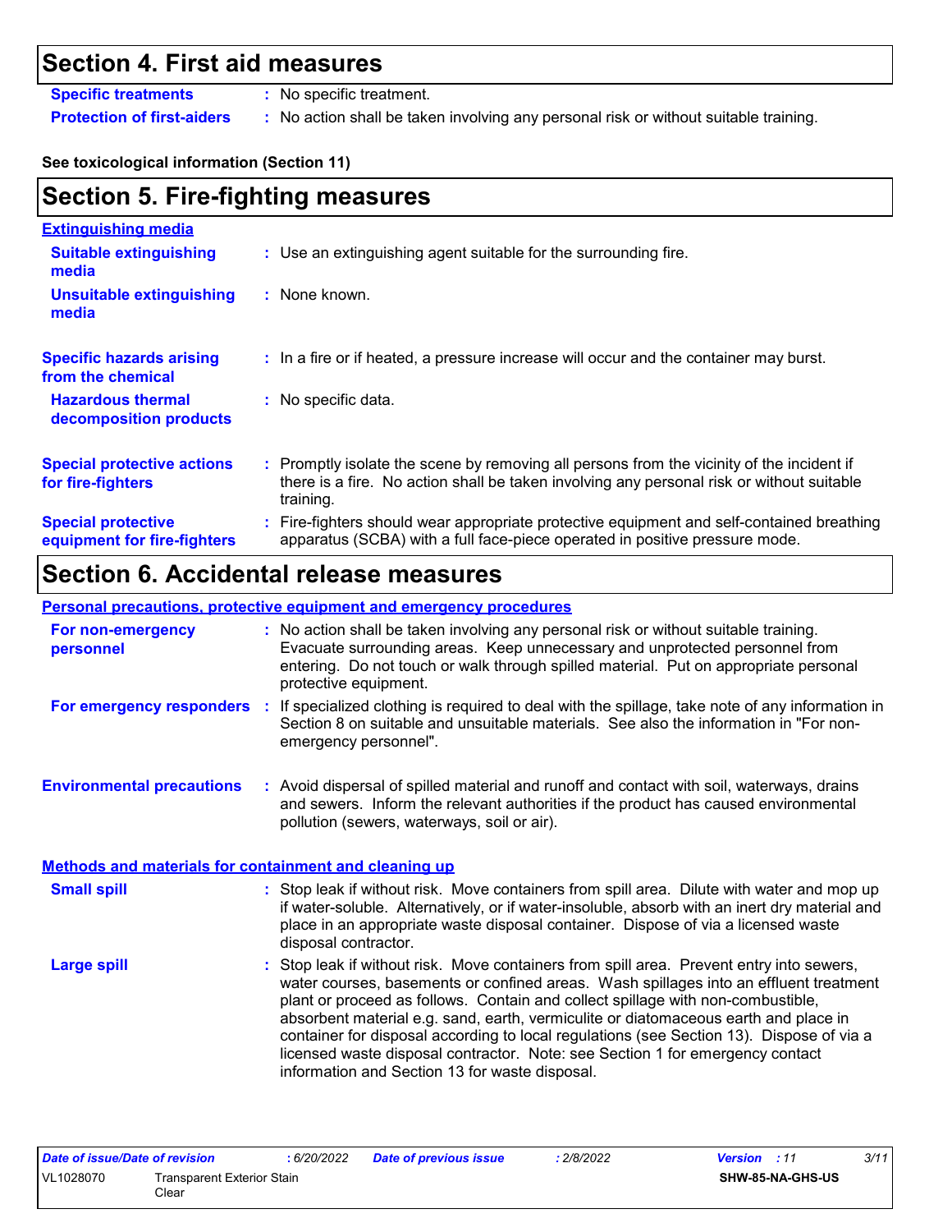## Section 4. First aid measures

**Specific treatments** : No specific treatment.

**Protection of first-aiders** : No action shall be taken involving any personal risk or without suitable training.

**See toxicological information (Section 11)**

## Section 5. Fire-fighting measures

**Extinguishing media**

**Suitable extinguishing media** : Use an extinguishing agent suitable for the surrounding fire.

**Unsuitable extinguishing media** : None known.

**Specific hazards arising from the chemical** : In a fire or if heated, a pressure increase will occur and the container may burst.

**Hazardous thermal decomposition products** : No specific data.

**Special protective actions for fire-fighters** : Promptly isolate the scene by removing all persons from the vicinity of the incident if there is a fire. No action shall be taken involving any personal risk or without suitable training.

**Special protective equipment for fire-fighters** : Fire-fighters should wear appropriate protective equipment and self-contained breathing apparatus (SCBA) with a full face-piece operated in positive pressure mode.

## Section 6. Accidental release measures

**Personal precautions, protective equipment and emergency procedures**

**For non-emergency personnel** : No action shall be taken involving any personal risk or without suitable training. Evacuate surrounding areas. Keep unnecessary and unprotected personnel from entering. Do not touch or walk through spilled material. Put on appropriate personal protective equipment.

**For emergency responders** : If specialized clothing is required to deal with the spillage, take note of any information in Section 8 on suitable and unsuitable materials. See also the information in "For non-emergency personnel".

**Environmental precautions** : Avoid dispersal of spilled material and runoff and contact with soil, waterways, drains and sewers. Inform the relevant authorities if the product has caused environmental pollution (sewers, waterways, soil or air).

**Methods and materials for containment and cleaning up**

**Small spill** : Stop leak if without risk. Move containers from spill area. Dilute with water and mop up if water-soluble. Alternatively, or if water-insoluble, absorb with an inert dry material and place in an appropriate waste disposal container. Dispose of via a licensed waste disposal contractor.

**Large spill** : Stop leak if without risk. Move containers from spill area. Prevent entry into sewers, water courses, basements or confined areas. Wash spillages into an effluent treatment plant or proceed as follows. Contain and collect spillage with non-combustible, absorbent material e.g. sand, earth, vermiculite or diatomaceous earth and place in container for disposal according to local regulations (see Section 13). Dispose of via a licensed waste disposal contractor. Note: see Section 1 for emergency contact information and Section 13 for waste disposal.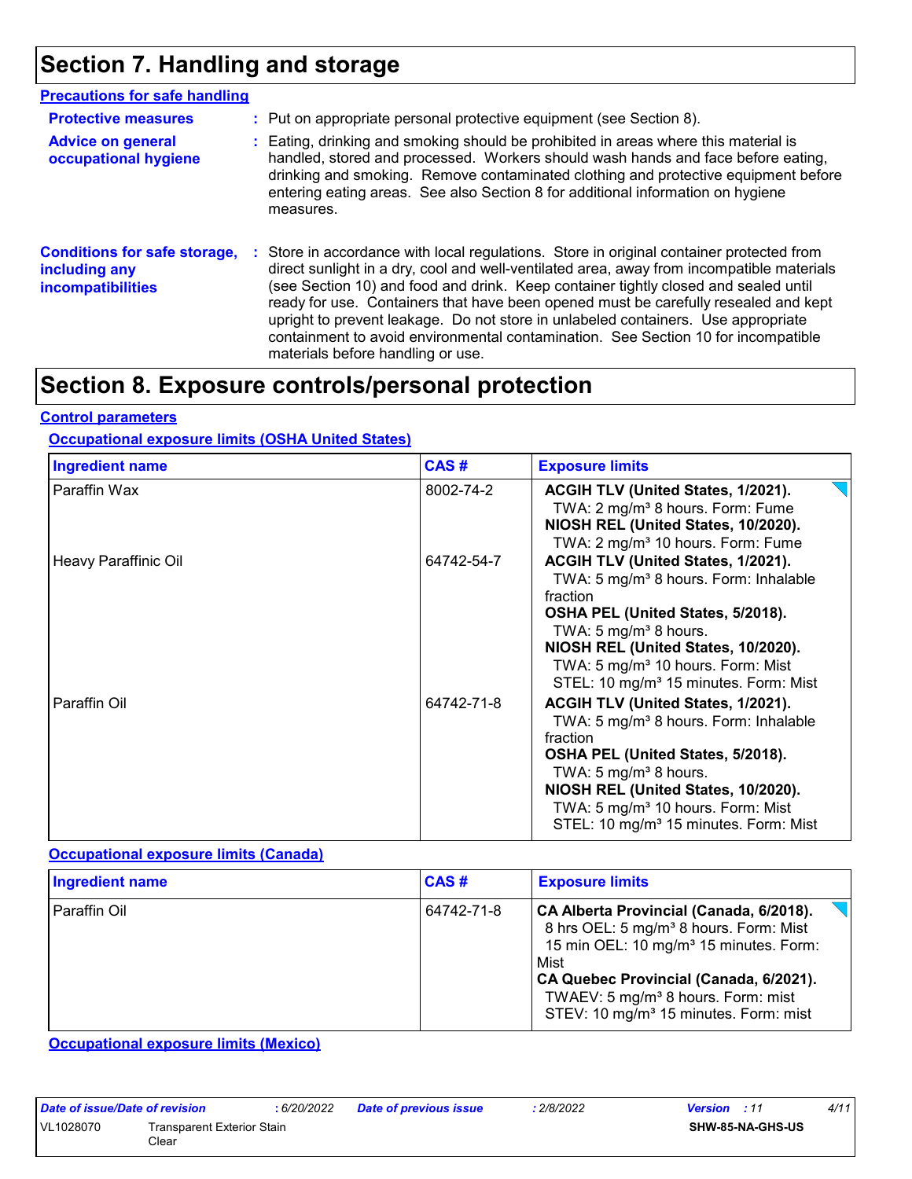# Section 7. Handling and storage

## Precautions for safe handling

**Protective measures** : Put on appropriate personal protective equipment (see Section 8).

**Advice on general occupational hygiene** : Eating, drinking and smoking should be prohibited in areas where this material is handled, stored and processed. Workers should wash hands and face before eating, drinking and smoking. Remove contaminated clothing and protective equipment before entering eating areas. See also Section 8 for additional information on hygiene measures.

**Conditions for safe storage, including any incompatibilities** : Store in accordance with local regulations. Store in original container protected from direct sunlight in a dry, cool and well-ventilated area, away from incompatible materials (see Section 10) and food and drink. Keep container tightly closed and sealed until ready for use. Containers that have been opened must be carefully resealed and kept upright to prevent leakage. Do not store in unlabeled containers. Use appropriate containment to avoid environmental contamination. See Section 10 for incompatible materials before handling or use.

# Section 8. Exposure controls/personal protection

## Control parameters

### Occupational exposure limits (OSHA United States)

| Ingredient name | CAS # | Exposure limits |
| --- | --- | --- |
| Paraffin Wax | 8002-74-2 | **ACGIH TLV (United States, 1/2021).**<br>TWA: 2 mg/m³ 8 hours. Form: Fume<br>**NIOSH REL (United States, 10/2020).**<br>TWA: 2 mg/m³ 10 hours. Form: Fume |
| Heavy Paraffinic Oil | 64742-54-7 | **ACGIH TLV (United States, 1/2021).**<br>TWA: 5 mg/m³ 8 hours. Form: Inhalable fraction<br>**OSHA PEL (United States, 5/2018).**<br>TWA: 5 mg/m³ 8 hours.<br>**NIOSH REL (United States, 10/2020).**<br>TWA: 5 mg/m³ 10 hours. Form: Mist<br>STEL: 10 mg/m³ 15 minutes. Form: Mist |
| Paraffin Oil | 64742-71-8 | **ACGIH TLV (United States, 1/2021).**<br>TWA: 5 mg/m³ 8 hours. Form: Inhalable fraction<br>**OSHA PEL (United States, 5/2018).**<br>TWA: 5 mg/m³ 8 hours.<br>**NIOSH REL (United States, 10/2020).**<br>TWA: 5 mg/m³ 10 hours. Form: Mist<br>STEL: 10 mg/m³ 15 minutes. Form: Mist |

### Occupational exposure limits (Canada)

| Ingredient name | CAS # | Exposure limits |
| --- | --- | --- |
| Paraffin Oil | 64742-71-8 | **CA Alberta Provincial (Canada, 6/2018).**<br>8 hrs OEL: 5 mg/m³ 8 hours. Form: Mist<br>15 min OEL: 10 mg/m³ 15 minutes. Form: Mist<br>**CA Quebec Provincial (Canada, 6/2021).**<br>TWAEV: 5 mg/m³ 8 hours. Form: mist<br>STEV: 10 mg/m³ 15 minutes. Form: mist |

### Occupational exposure limits (Mexico)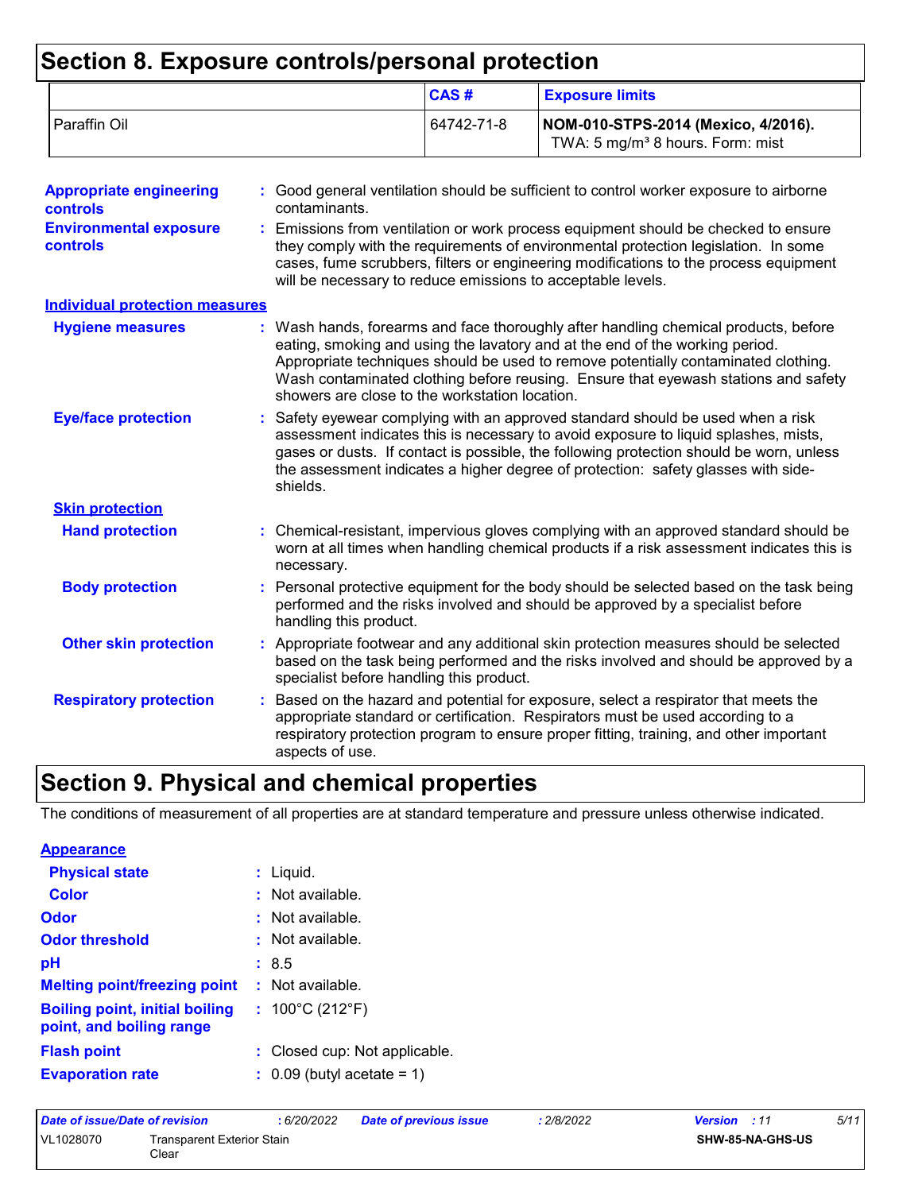## Section 8. Exposure controls/personal protection

| | CAS # | Exposure limits |
|---|---|---|
| Paraffin Oil | 64742-71-8 | **NOM-010-STPS-2014 (Mexico, 4/2016).** TWA: 5 mg/m³ 8 hours. Form: mist |

**Appropriate engineering controls** : Good general ventilation should be sufficient to control worker exposure to airborne contaminants.

**Environmental exposure controls** : Emissions from ventilation or work process equipment should be checked to ensure they comply with the requirements of environmental protection legislation. In some cases, fume scrubbers, filters or engineering modifications to the process equipment will be necessary to reduce emissions to acceptable levels.

### Individual protection measures

**Hygiene measures** : Wash hands, forearms and face thoroughly after handling chemical products, before eating, smoking and using the lavatory and at the end of the working period. Appropriate techniques should be used to remove potentially contaminated clothing. Wash contaminated clothing before reusing. Ensure that eyewash stations and safety showers are close to the workstation location.

**Eye/face protection** : Safety eyewear complying with an approved standard should be used when a risk assessment indicates this is necessary to avoid exposure to liquid splashes, mists, gases or dusts. If contact is possible, the following protection should be worn, unless the assessment indicates a higher degree of protection: safety glasses with side-shields.

#### Skin protection

**Hand protection** : Chemical-resistant, impervious gloves complying with an approved standard should be worn at all times when handling chemical products if a risk assessment indicates this is necessary.

**Body protection** : Personal protective equipment for the body should be selected based on the task being performed and the risks involved and should be approved by a specialist before handling this product.

**Other skin protection** : Appropriate footwear and any additional skin protection measures should be selected based on the task being performed and the risks involved and should be approved by a specialist before handling this product.

**Respiratory protection** : Based on the hazard and potential for exposure, select a respirator that meets the appropriate standard or certification. Respirators must be used according to a respiratory protection program to ensure proper fitting, training, and other important aspects of use.

## Section 9. Physical and chemical properties

The conditions of measurement of all properties are at standard temperature and pressure unless otherwise indicated.

### Appearance

**Physical state** : Liquid.

**Color** : Not available.

**Odor** : Not available.

**Odor threshold** : Not available.

**pH** : 8.5

**Melting point/freezing point** : Not available.

**Boiling point, initial boiling point, and boiling range** : 100°C (212°F)

**Flash point** : Closed cup: Not applicable.

**Evaporation rate** : 0.09 (butyl acetate = 1)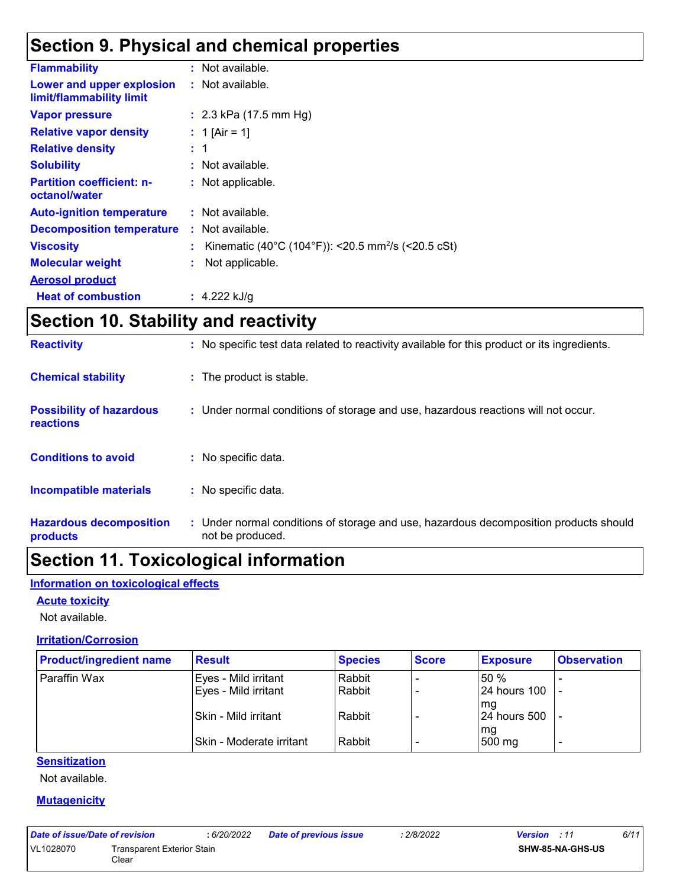## Section 9. Physical and chemical properties

| | | |
|---|---|---|
| **Flammability** | : | Not available. |
| **Lower and upper explosion limit/flammability limit** | : | Not available. |
| **Vapor pressure** | : | 2.3 kPa (17.5 mm Hg) |
| **Relative vapor density** | : | 1 [Air = 1] |
| **Relative density** | : | 1 |
| **Solubility** | : | Not available. |
| **Partition coefficient: n-octanol/water** | : | Not applicable. |
| **Auto-ignition temperature** | : | Not available. |
| **Decomposition temperature** | : | Not available. |
| **Viscosity** | : | Kinematic (40°C (104°F)): <20.5 $mm^2/s$ (<20.5 cSt) |
| **Molecular weight** | : | Not applicable. |

**Aerosol product**

| | | |
|---|---|---|
| **Heat of combustion** | : | 4.222 kJ/g |

## Section 10. Stability and reactivity

| | | |
|---|---|---|
| **Reactivity** | : | No specific test data related to reactivity available for this product or its ingredients. |
| **Chemical stability** | : | The product is stable. |
| **Possibility of hazardous reactions** | : | Under normal conditions of storage and use, hazardous reactions will not occur. |
| **Conditions to avoid** | : | No specific data. |
| **Incompatible materials** | : | No specific data. |
| **Hazardous decomposition products** | : | Under normal conditions of storage and use, hazardous decomposition products should not be produced. |

## Section 11. Toxicological information

### Information on toxicological effects

#### Acute toxicity

Not available.

#### Irritation/Corrosion

| Product/ingredient name | Result | Species | Score | Exposure | Observation |
|---|---|---|---|---|---|
| Paraffin Wax | Eyes - Mild irritant | Rabbit | - | 50 % | - |
| | Eyes - Mild irritant | Rabbit | - | 24 hours 100 mg | - |
| | Skin - Mild irritant | Rabbit | - | 24 hours 500 mg | - |
| | Skin - Moderate irritant | Rabbit | - | 500 mg | - |

#### Sensitization

Not available.

#### Mutagenicity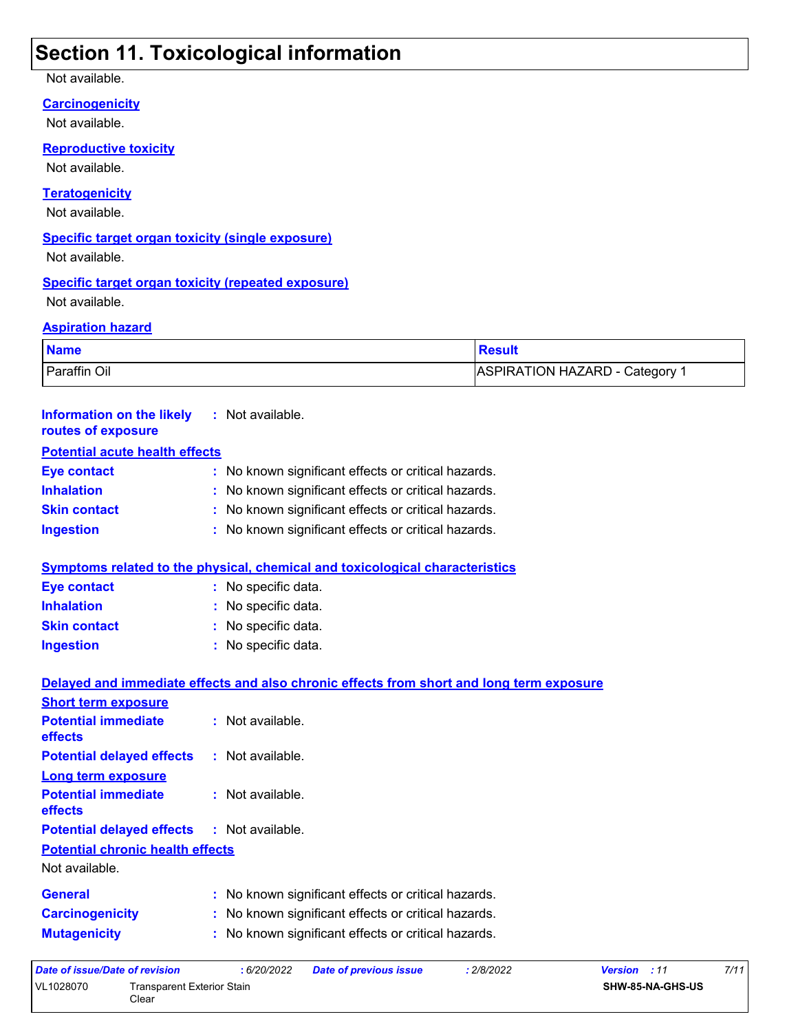# Section 11. Toxicological information

Not available.

**Carcinogenicity**

Not available.

**Reproductive toxicity**

Not available.

**Teratogenicity**

Not available.

**Specific target organ toxicity (single exposure)**

Not available.

**Specific target organ toxicity (repeated exposure)**

Not available.

**Aspiration hazard**

| Name | Result |
|---|---|
| Paraffin Oil | ASPIRATION HAZARD - Category 1 |

**Information on the likely routes of exposure** : Not available.

**Potential acute health effects**

**Eye contact** : No known significant effects or critical hazards.
**Inhalation** : No known significant effects or critical hazards.
**Skin contact** : No known significant effects or critical hazards.
**Ingestion** : No known significant effects or critical hazards.

**Symptoms related to the physical, chemical and toxicological characteristics**

**Eye contact** : No specific data.
**Inhalation** : No specific data.
**Skin contact** : No specific data.
**Ingestion** : No specific data.

**Delayed and immediate effects and also chronic effects from short and long term exposure**

**Short term exposure**

**Potential immediate effects** : Not available.
**Potential delayed effects** : Not available.

**Long term exposure**

**Potential immediate effects** : Not available.
**Potential delayed effects** : Not available.

**Potential chronic health effects**

Not available.

**General** : No known significant effects or critical hazards.
**Carcinogenicity** : No known significant effects or critical hazards.
**Mutagenicity** : No known significant effects or critical hazards.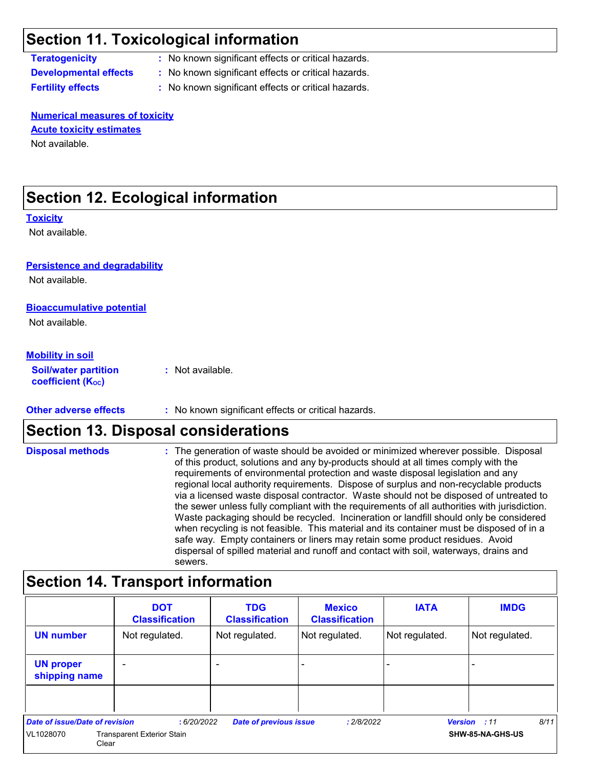## Section 11. Toxicological information

**Teratogenicity** : No known significant effects or critical hazards.

**Developmental effects** : No known significant effects or critical hazards.

**Fertility effects** : No known significant effects or critical hazards.

**Numerical measures of toxicity**

**Acute toxicity estimates**

Not available.

## Section 12. Ecological information

**Toxicity**

Not available.

**Persistence and degradability**

Not available.

**Bioaccumulative potential**

Not available.

**Mobility in soil**

**Soil/water partition coefficient ($K_{OC}$)** : Not available.

**Other adverse effects** : No known significant effects or critical hazards.

## Section 13. Disposal considerations

**Disposal methods** : The generation of waste should be avoided or minimized wherever possible. Disposal of this product, solutions and any by-products should at all times comply with the requirements of environmental protection and waste disposal legislation and any regional local authority requirements. Dispose of surplus and non-recyclable products via a licensed waste disposal contractor. Waste should not be disposed of untreated to the sewer unless fully compliant with the requirements of all authorities with jurisdiction. Waste packaging should be recycled. Incineration or landfill should only be considered when recycling is not feasible. This material and its container must be disposed of in a safe way. Empty containers or liners may retain some product residues. Avoid dispersal of spilled material and runoff and contact with soil, waterways, drains and sewers.

## Section 14. Transport information

| | DOT Classification | TDG Classification | Mexico Classification | IATA | IMDG |
|---|---|---|---|---|---|
| UN number | Not regulated. | Not regulated. | Not regulated. | Not regulated. | Not regulated. |
| UN proper shipping name | - | - | - | - | - |
| | | | | | |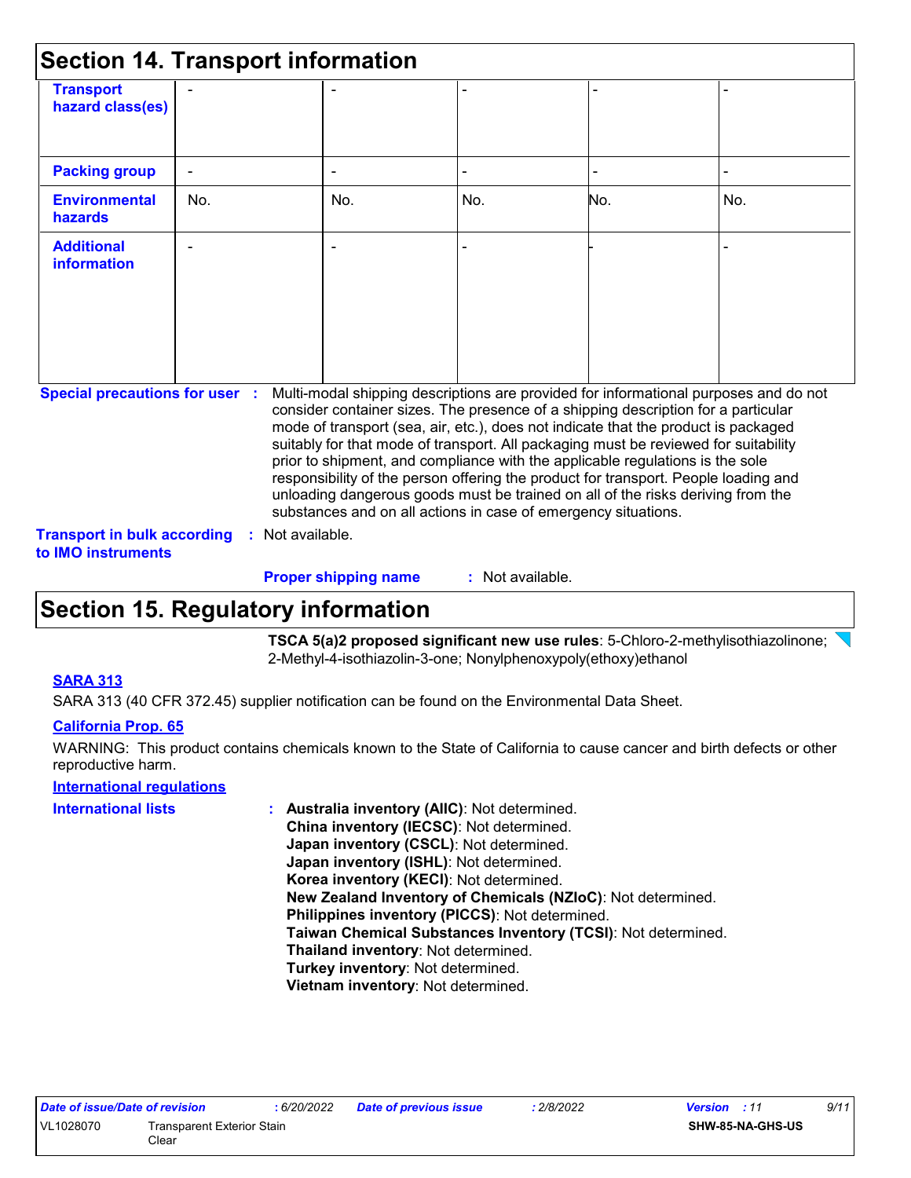## Section 14. Transport information

| | | | | | |
|---|---|---|---|---|---|
| **Transport hazard class(es)** | - | - | - | - | - |
| **Packing group** | - | - | - | - | - |
| **Environmental hazards** | No. | No. | No. | No. | No. |
| **Additional information** | - | - | - | - | - |

**Special precautions for user** : Multi-modal shipping descriptions are provided for informational purposes and do not consider container sizes. The presence of a shipping description for a particular mode of transport (sea, air, etc.), does not indicate that the product is packaged suitably for that mode of transport. All packaging must be reviewed for suitability prior to shipment, and compliance with the applicable regulations is the sole responsibility of the person offering the product for transport. People loading and unloading dangerous goods must be trained on all of the risks deriving from the substances and on all actions in case of emergency situations.

**Transport in bulk according to IMO instruments** : Not available.

**Proper shipping name** : Not available.

## Section 15. Regulatory information

**TSCA 5(a)2 proposed significant new use rules**: 5-Chloro-2-methylisothiazolinone; 2-Methyl-4-isothiazolin-3-one; Nonylphenoxypoly(ethoxy)ethanol

**SARA 313**

SARA 313 (40 CFR 372.45) supplier notification can be found on the Environmental Data Sheet.

**California Prop. 65**

WARNING: This product contains chemicals known to the State of California to cause cancer and birth defects or other reproductive harm.

**International regulations**

**International lists** :
- **Australia inventory (AIIC)**: Not determined.
- **China inventory (IECSC)**: Not determined.
- **Japan inventory (CSCL)**: Not determined.
- **Japan inventory (ISHL)**: Not determined.
- **Korea inventory (KECI)**: Not determined.
- **New Zealand Inventory of Chemicals (NZIoC)**: Not determined.
- **Philippines inventory (PICCS)**: Not determined.
- **Taiwan Chemical Substances Inventory (TCSI)**: Not determined.
- **Thailand inventory**: Not determined.
- **Turkey inventory**: Not determined.
- **Vietnam inventory**: Not determined.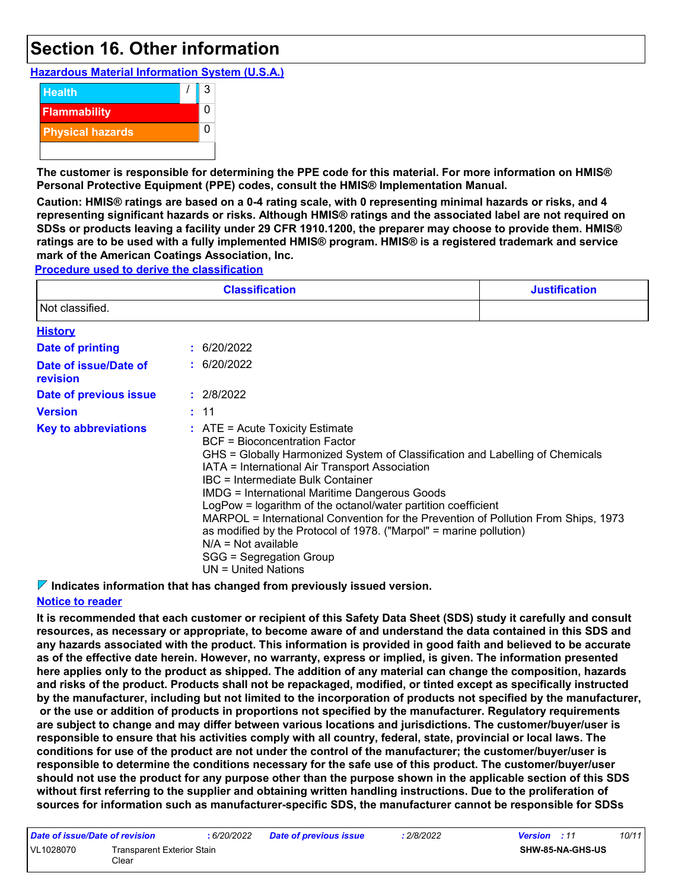# Section 16. Other information

**Hazardous Material Information System (U.S.A.)**

| | |
|---|---|
| Health | / 3 |
| Flammability | 0 |
| Physical hazards | 0 |

**The customer is responsible for determining the PPE code for this material. For more information on HMIS® Personal Protective Equipment (PPE) codes, consult the HMIS® Implementation Manual.**

**Caution: HMIS® ratings are based on a 0-4 rating scale, with 0 representing minimal hazards or risks, and 4 representing significant hazards or risks. Although HMIS® ratings and the associated label are not required on SDSs or products leaving a facility under 29 CFR 1910.1200, the preparer may choose to provide them. HMIS® ratings are to be used with a fully implemented HMIS® program. HMIS® is a registered trademark and service mark of the American Coatings Association, Inc.**

**Procedure used to derive the classification**

| Classification | Justification |
|---|---|
| Not classified. | |

**History**

**Date of printing** : 6/20/2022

**Date of issue/Date of revision** : 6/20/2022

**Date of previous issue** : 2/8/2022

**Version** : 11

**Key to abbreviations** :
ATE = Acute Toxicity Estimate
BCF = Bioconcentration Factor
GHS = Globally Harmonized System of Classification and Labelling of Chemicals
IATA = International Air Transport Association
IBC = Intermediate Bulk Container
IMDG = International Maritime Dangerous Goods
LogPow = logarithm of the octanol/water partition coefficient
MARPOL = International Convention for the Prevention of Pollution From Ships, 1973 as modified by the Protocol of 1978. ("Marpol" = marine pollution)
N/A = Not available
SGG = Segregation Group
UN = United Nations

**Indicates information that has changed from previously issued version.**

**Notice to reader**

**It is recommended that each customer or recipient of this Safety Data Sheet (SDS) study it carefully and consult resources, as necessary or appropriate, to become aware of and understand the data contained in this SDS and any hazards associated with the product. This information is provided in good faith and believed to be accurate as of the effective date herein. However, no warranty, express or implied, is given. The information presented here applies only to the product as shipped. The addition of any material can change the composition, hazards and risks of the product. Products shall not be repackaged, modified, or tinted except as specifically instructed by the manufacturer, including but not limited to the incorporation of products not specified by the manufacturer, or the use or addition of products in proportions not specified by the manufacturer. Regulatory requirements are subject to change and may differ between various locations and jurisdictions. The customer/buyer/user is responsible to ensure that his activities comply with all country, federal, state, provincial or local laws. The conditions for use of the product are not under the control of the manufacturer; the customer/buyer/user is responsible to determine the conditions necessary for the safe use of this product. The customer/buyer/user should not use the product for any purpose other than the purpose shown in the applicable section of this SDS without first referring to the supplier and obtaining written handling instructions. Due to the proliferation of sources for information such as manufacturer-specific SDS, the manufacturer cannot be responsible for SDSs**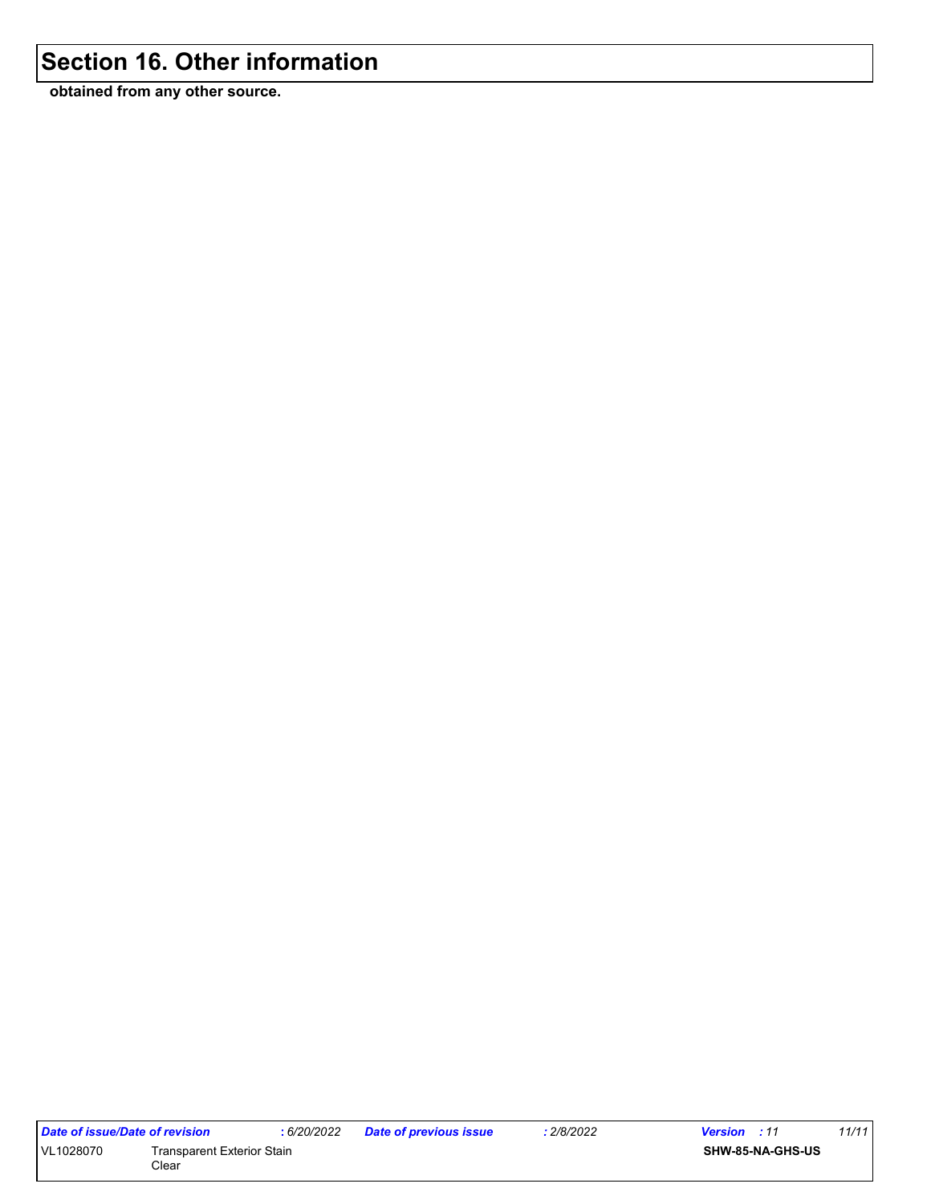## Section 16. Other information

**obtained from any other source.**